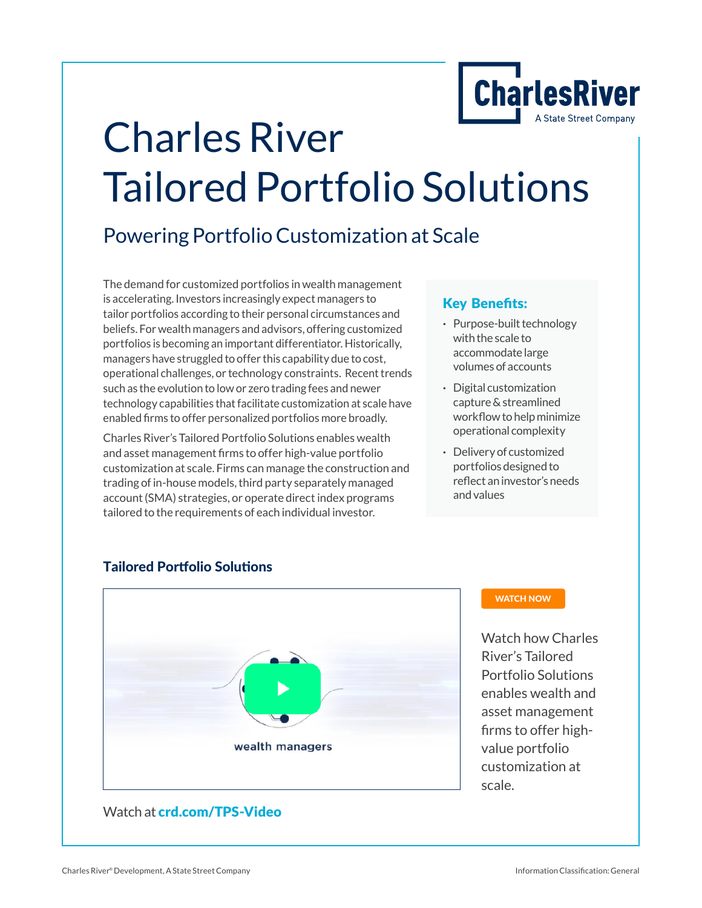# Charles River Tailored Portfolio Solutions

## Powering Portfolio Customization at Scale

The demand for customized portfolios in wealth management is accelerating. Investors increasingly expect managers to tailor portfolios according to their personal circumstances and beliefs. For wealth managers and advisors, offering customized portfolios is becoming an important differentiator. Historically, managers have struggled to offer this capability due to cost, operational challenges, or technology constraints. Recent trends such as the evolution to low or zero trading fees and newer technology capabilities that facilitate customization at scale have enabled firms to offer personalized portfolios more broadly.

Charles River's Tailored Portfolio Solutions enables wealth and asset management firms to offer high-value portfolio customization at scale. Firms can manage the construction and trading of in-house models, third party separately managed account (SMA) strategies, or operate direct index programs tailored to the requirements of each individual investor.

### Key Benefits:

- Purpose-built technology with the scale to accommodate large volumes of accounts
- Digital customization capture & streamlined workflow to help minimize operational complexity
- Delivery of customized portfolios designed to reflect an investor's needs and values

### Tailored Portfolio Solutions

WATCH NOW

Watch how Charles River's Tailored Portfolio Solutions enables wealth and asset management firms to offer high-value portfolio customization at scale.

Watch at **crd.com/TPS-Video**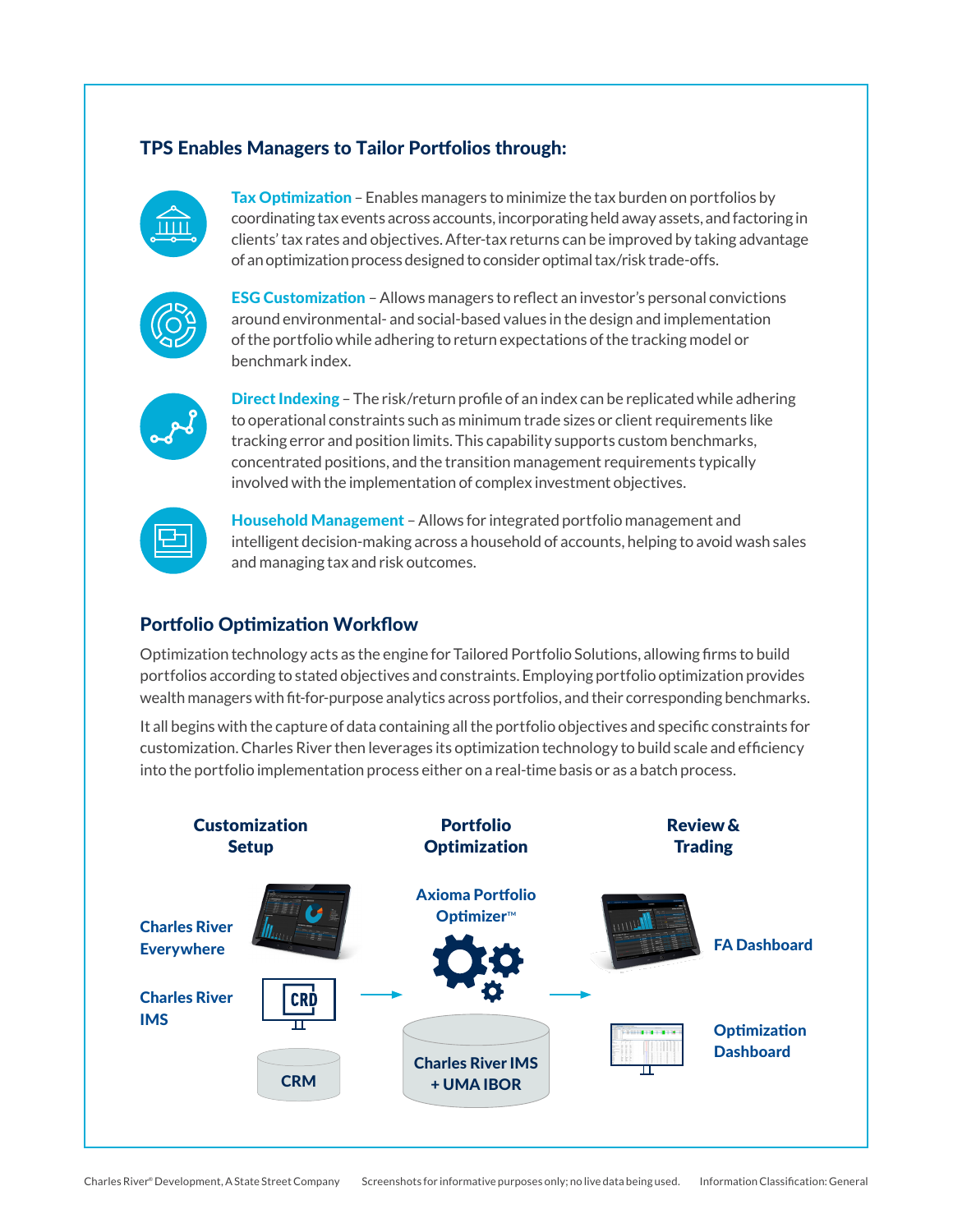## TPS Enables Managers to Tailor Portfolios through:

**Tax Optimization** – Enables managers to minimize the tax burden on portfolios by coordinating tax events across accounts, incorporating held away assets, and factoring in clients' tax rates and objectives. After-tax returns can be improved by taking advantage of an optimization process designed to consider optimal tax/risk trade-offs.

**ESG Customization** – Allows managers to reflect an investor's personal convictions around environmental- and social-based values in the design and implementation of the portfolio while adhering to return expectations of the tracking model or benchmark index.

**Direct Indexing** – The risk/return profile of an index can be replicated while adhering to operational constraints such as minimum trade sizes or client requirements like tracking error and position limits. This capability supports custom benchmarks, concentrated positions, and the transition management requirements typically involved with the implementation of complex investment objectives.

**Household Management** – Allows for integrated portfolio management and intelligent decision-making across a household of accounts, helping to avoid wash sales and managing tax and risk outcomes.

## Portfolio Optimization Workflow

Optimization technology acts as the engine for Tailored Portfolio Solutions, allowing firms to build portfolios according to stated objectives and constraints. Employing portfolio optimization provides wealth managers with fit-for-purpose analytics across portfolios, and their corresponding benchmarks.

It all begins with the capture of data containing all the portfolio objectives and specific constraints for customization. Charles River then leverages its optimization technology to build scale and efficiency into the portfolio implementation process either on a real-time basis or as a batch process.

**Customization Setup**
- Charles River Everywhere
- Charles River IMS
- CRM

→

**Portfolio Optimization**
- Axioma Portfolio Optimizer™
- Charles River IMS + UMA IBOR

→

**Review & Trading**
- FA Dashboard
- Optimization Dashboard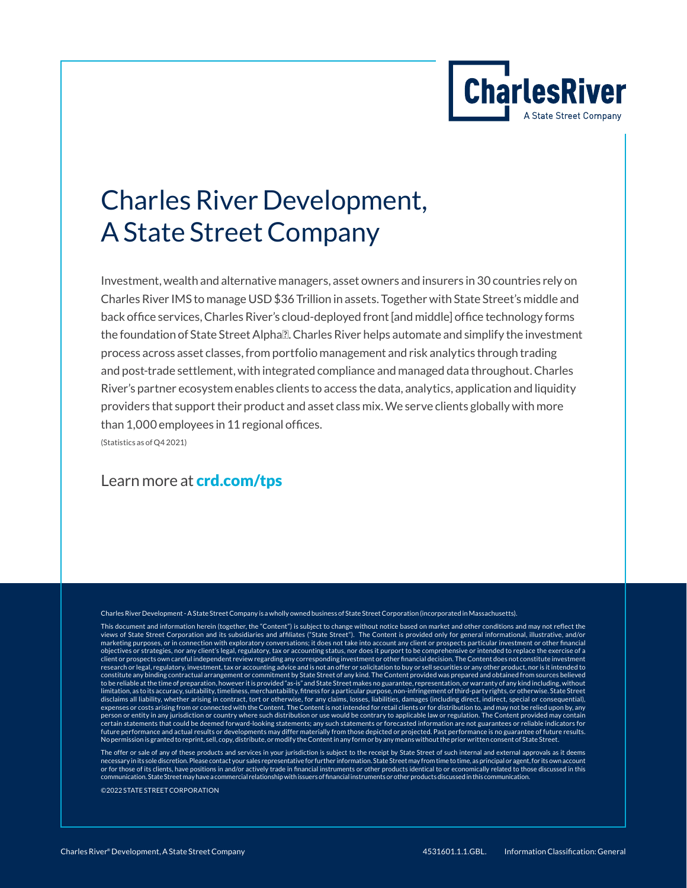# Charles River Development, A State Street Company

Investment, wealth and alternative managers, asset owners and insurers in 30 countries rely on Charles River IMS to manage USD $36 Trillion in assets. Together with State Street's middle and back office services, Charles River's cloud-deployed front [and middle] office technology forms the foundation of State Street Alpha. Charles River helps automate and simplify the investment process across asset classes, from portfolio management and risk analytics through trading and post-trade settlement, with integrated compliance and managed data throughout. Charles River's partner ecosystem enables clients to access the data, analytics, application and liquidity providers that support their product and asset class mix. We serve clients globally with more than 1,000 employees in 11 regional offices.

(Statistics as of Q4 2021)

Learn more at **crd.com/tps**

Charles River Development - A State Street Company is a wholly owned business of State Street Corporation (incorporated in Massachusetts).

This document and information herein (together, the "Content") is subject to change without notice based on market and other conditions and may not reflect the views of State Street Corporation and its subsidiaries and affiliates ("State Street"). The Content is provided only for general informational, illustrative, and/or marketing purposes, or in connection with exploratory conversations; it does not take into account any client or prospects particular investment or other financial objectives or strategies, nor any client's legal, regulatory, tax or accounting status, nor does it purport to be comprehensive or intended to replace the exercise of a client or prospects own careful independent review regarding any corresponding investment or other financial decision. The Content does not constitute investment research or legal, regulatory, investment, tax or accounting advice and is not an offer or solicitation to buy or sell securities or any other product, nor is it intended to constitute any binding contractual arrangement or commitment by State Street of any kind. The Content provided was prepared and obtained from sources believed to be reliable at the time of preparation, however it is provided "as-is" and State Street makes no guarantee, representation, or warranty of any kind including, without limitation, as to its accuracy, suitability, timeliness, merchantability, fitness for a particular purpose, non-infringement of third-party rights, or otherwise. State Street disclaims all liability, whether arising in contract, tort or otherwise, for any claims, losses, liabilities, damages (including direct, indirect, special or consequential), expenses or costs arising from or connected with the Content. The Content is not intended for retail clients or for distribution to, and may not be relied upon by, any person or entity in any jurisdiction or country where such distribution or use would be contrary to applicable law or regulation. The Content provided may contain certain statements that could be deemed forward-looking statements; any such statements or forecasted information are not guarantees or reliable indicators for future performance and actual results or developments may differ materially from those depicted or projected. Past performance is no guarantee of future results. No permission is granted to reprint, sell, copy, distribute, or modify the Content in any form or by any means without the prior written consent of State Street.

The offer or sale of any of these products and services in your jurisdiction is subject to the receipt by State Street of such internal and external approvals as it deems necessary in its sole discretion. Please contact your sales representative for further information. State Street may from time to time, as principal or agent, for its own account or for those of its clients, have positions in and/or actively trade in financial instruments or other products identical to or economically related to those discussed in this communication. State Street may have a commercial relationship with issuers of financial instruments or other products discussed in this communication.

©2022 STATE STREET CORPORATION

Charles River® Development, A State Street Company 4531601.1.1.GBL. Information Classification: General